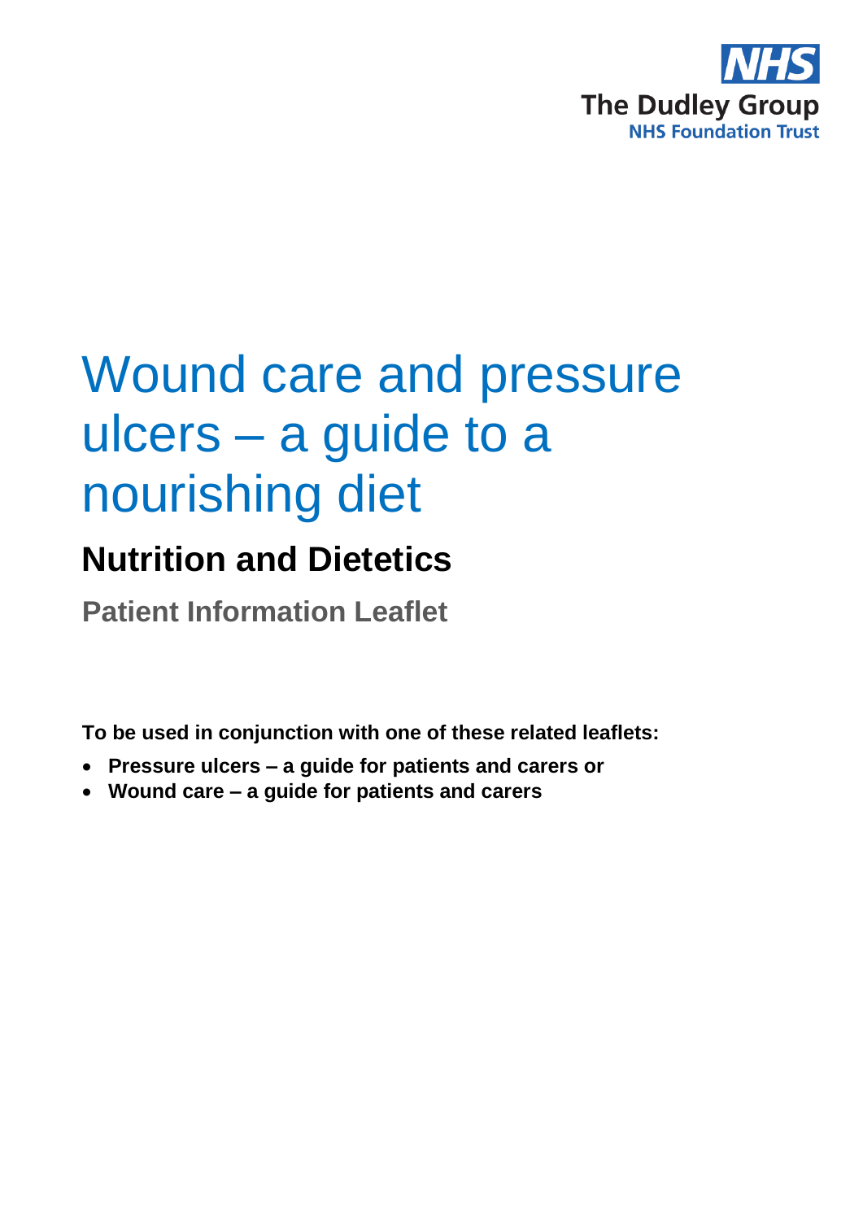NHS
The Dudley Group
NHS Foundation Trust

# Wound care and pressure ulcers – a guide to a nourishing diet

## Nutrition and Dietetics

### Patient Information Leaflet

**To be used in conjunction with one of these related leaflets:**

- **Pressure ulcers – a guide for patients and carers or**
- **Wound care – a guide for patients and carers**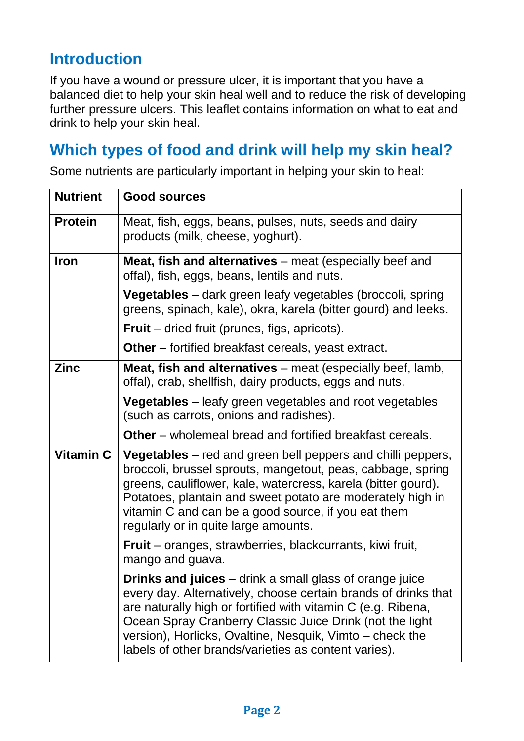## Introduction

If you have a wound or pressure ulcer, it is important that you have a balanced diet to help your skin heal well and to reduce the risk of developing further pressure ulcers. This leaflet contains information on what to eat and drink to help your skin heal.

## Which types of food and drink will help my skin heal?

Some nutrients are particularly important in helping your skin to heal:

| Nutrient | Good sources |
| --- | --- |
| **Protein** | Meat, fish, eggs, beans, pulses, nuts, seeds and dairy products (milk, cheese, yoghurt). |
| **Iron** | **Meat, fish and alternatives** – meat (especially beef and offal), fish, eggs, beans, lentils and nuts.<br><br>**Vegetables** – dark green leafy vegetables (broccoli, spring greens, spinach, kale), okra, karela (bitter gourd) and leeks.<br><br>**Fruit** – dried fruit (prunes, figs, apricots).<br><br>**Other** – fortified breakfast cereals, yeast extract. |
| **Zinc** | **Meat, fish and alternatives** – meat (especially beef, lamb, offal), crab, shellfish, dairy products, eggs and nuts.<br><br>**Vegetables** – leafy green vegetables and root vegetables (such as carrots, onions and radishes).<br><br>**Other** – wholemeal bread and fortified breakfast cereals. |
| **Vitamin C** | **Vegetables** – red and green bell peppers and chilli peppers, broccoli, brussel sprouts, mangetout, peas, cabbage, spring greens, cauliflower, kale, watercress, karela (bitter gourd). Potatoes, plantain and sweet potato are moderately high in vitamin C and can be a good source, if you eat them regularly or in quite large amounts.<br><br>**Fruit** – oranges, strawberries, blackcurrants, kiwi fruit, mango and guava.<br><br>**Drinks and juices** – drink a small glass of orange juice every day. Alternatively, choose certain brands of drinks that are naturally high or fortified with vitamin C (e.g. Ribena, Ocean Spray Cranberry Classic Juice Drink (not the light version), Horlicks, Ovaltine, Nesquik, Vimto – check the labels of other brands/varieties as content varies). |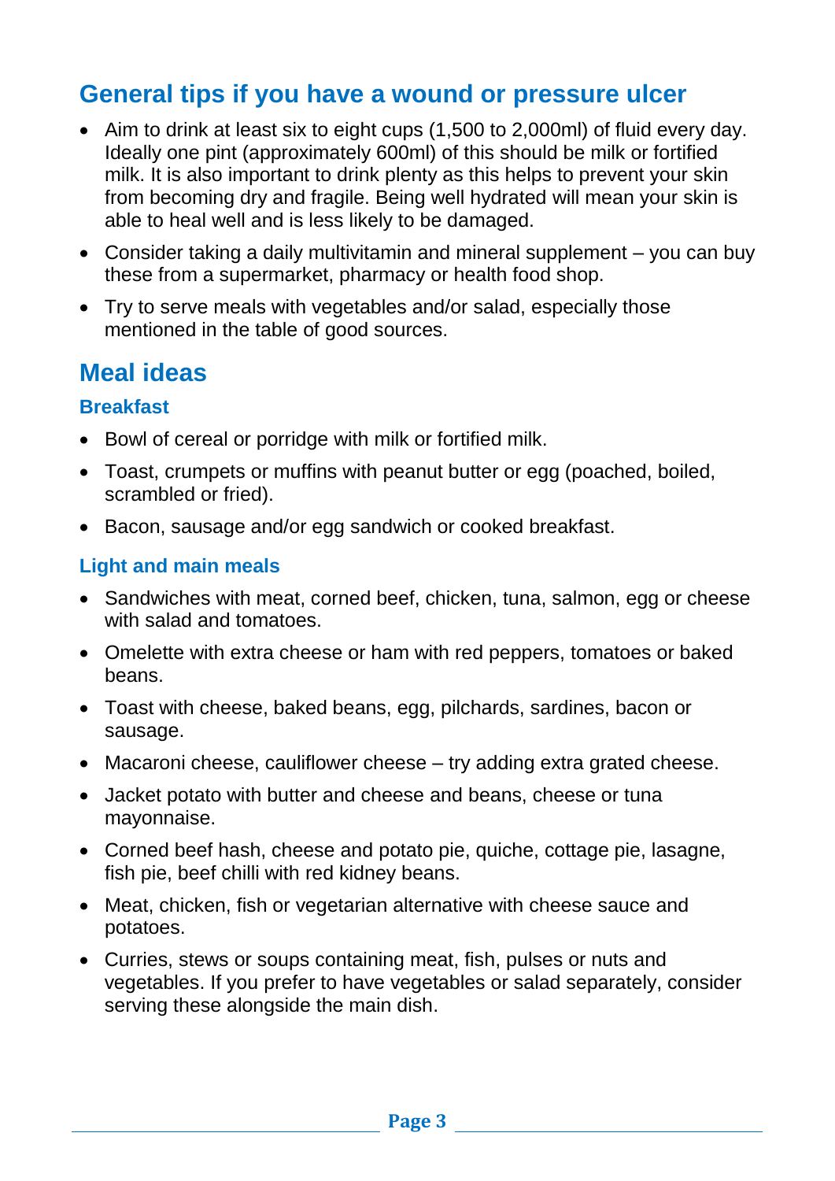## General tips if you have a wound or pressure ulcer

- Aim to drink at least six to eight cups (1,500 to 2,000ml) of fluid every day. Ideally one pint (approximately 600ml) of this should be milk or fortified milk. It is also important to drink plenty as this helps to prevent your skin from becoming dry and fragile. Being well hydrated will mean your skin is able to heal well and is less likely to be damaged.
- Consider taking a daily multivitamin and mineral supplement – you can buy these from a supermarket, pharmacy or health food shop.
- Try to serve meals with vegetables and/or salad, especially those mentioned in the table of good sources.

## Meal ideas

### Breakfast

- Bowl of cereal or porridge with milk or fortified milk.
- Toast, crumpets or muffins with peanut butter or egg (poached, boiled, scrambled or fried).
- Bacon, sausage and/or egg sandwich or cooked breakfast.

### Light and main meals

- Sandwiches with meat, corned beef, chicken, tuna, salmon, egg or cheese with salad and tomatoes.
- Omelette with extra cheese or ham with red peppers, tomatoes or baked beans.
- Toast with cheese, baked beans, egg, pilchards, sardines, bacon or sausage.
- Macaroni cheese, cauliflower cheese – try adding extra grated cheese.
- Jacket potato with butter and cheese and beans, cheese or tuna mayonnaise.
- Corned beef hash, cheese and potato pie, quiche, cottage pie, lasagne, fish pie, beef chilli with red kidney beans.
- Meat, chicken, fish or vegetarian alternative with cheese sauce and potatoes.
- Curries, stews or soups containing meat, fish, pulses or nuts and vegetables. If you prefer to have vegetables or salad separately, consider serving these alongside the main dish.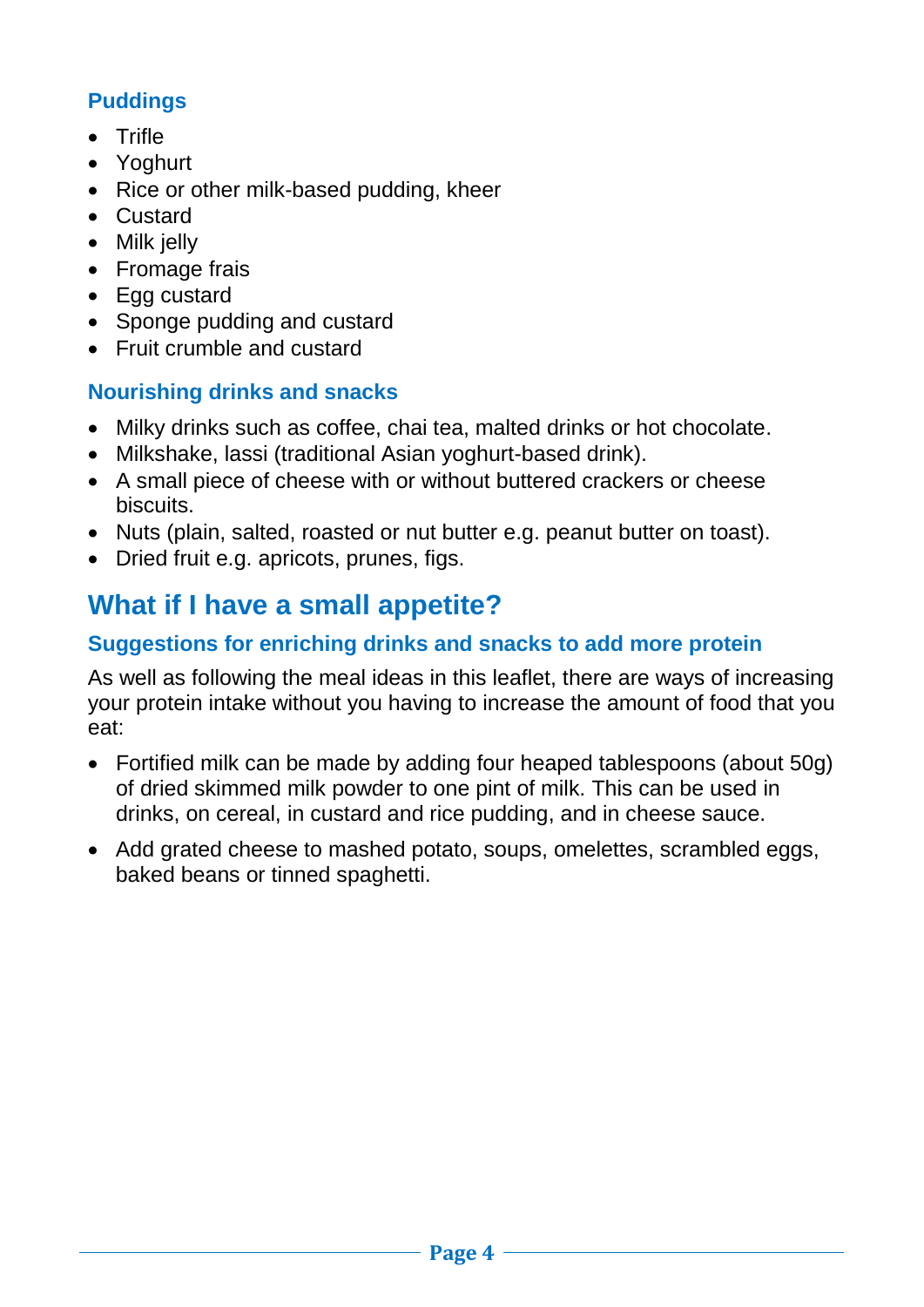### Puddings

- Trifle
- Yoghurt
- Rice or other milk-based pudding, kheer
- Custard
- Milk jelly
- Fromage frais
- Egg custard
- Sponge pudding and custard
- Fruit crumble and custard

### Nourishing drinks and snacks

- Milky drinks such as coffee, chai tea, malted drinks or hot chocolate.
- Milkshake, lassi (traditional Asian yoghurt-based drink).
- A small piece of cheese with or without buttered crackers or cheese biscuits.
- Nuts (plain, salted, roasted or nut butter e.g. peanut butter on toast).
- Dried fruit e.g. apricots, prunes, figs.

## What if I have a small appetite?

### Suggestions for enriching drinks and snacks to add more protein

As well as following the meal ideas in this leaflet, there are ways of increasing your protein intake without you having to increase the amount of food that you eat:

- Fortified milk can be made by adding four heaped tablespoons (about 50g) of dried skimmed milk powder to one pint of milk. This can be used in drinks, on cereal, in custard and rice pudding, and in cheese sauce.
- Add grated cheese to mashed potato, soups, omelettes, scrambled eggs, baked beans or tinned spaghetti.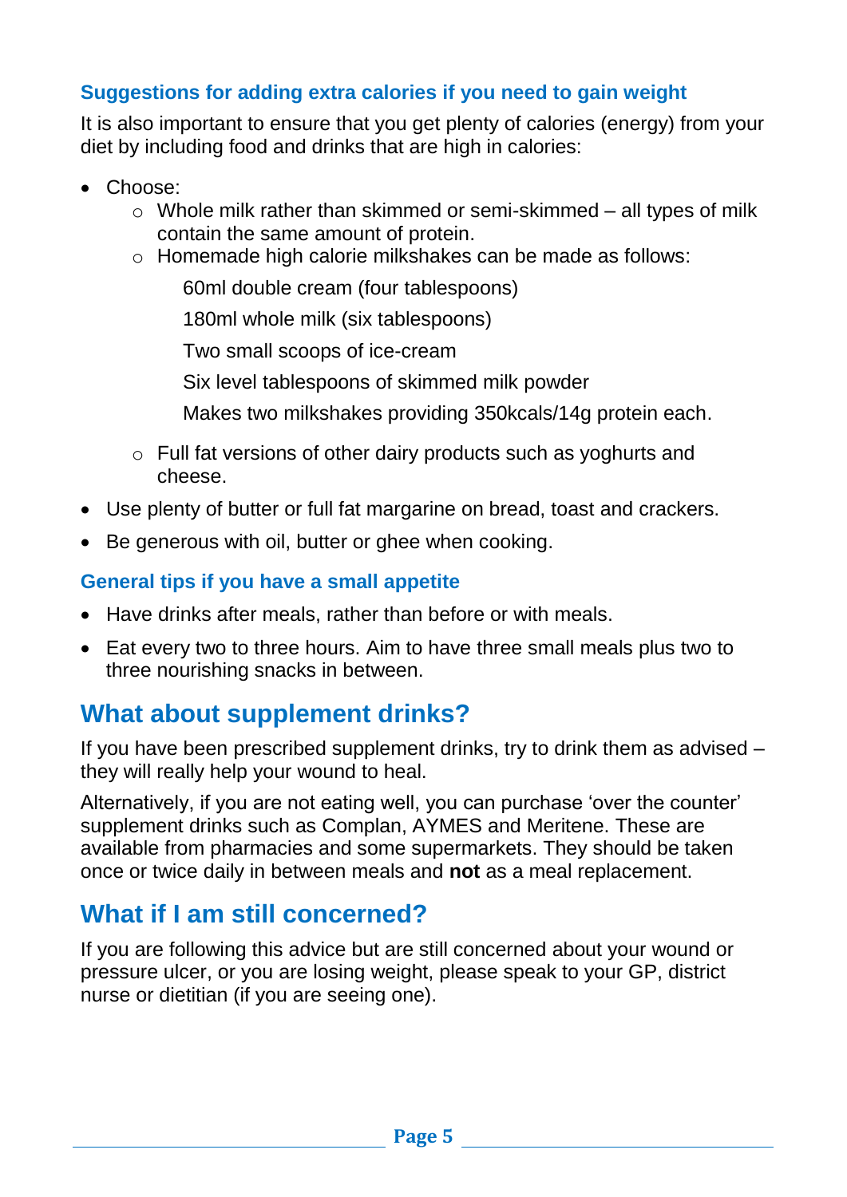### Suggestions for adding extra calories if you need to gain weight

It is also important to ensure that you get plenty of calories (energy) from your diet by including food and drinks that are high in calories:

- Choose:
  - Whole milk rather than skimmed or semi-skimmed – all types of milk contain the same amount of protein.
  - Homemade high calorie milkshakes can be made as follows:

    60ml double cream (four tablespoons)

    180ml whole milk (six tablespoons)

    Two small scoops of ice-cream

    Six level tablespoons of skimmed milk powder

    Makes two milkshakes providing 350kcals/14g protein each.

  - Full fat versions of other dairy products such as yoghurts and cheese.
- Use plenty of butter or full fat margarine on bread, toast and crackers.
- Be generous with oil, butter or ghee when cooking.

### General tips if you have a small appetite

- Have drinks after meals, rather than before or with meals.
- Eat every two to three hours. Aim to have three small meals plus two to three nourishing snacks in between.

## What about supplement drinks?

If you have been prescribed supplement drinks, try to drink them as advised – they will really help your wound to heal.

Alternatively, if you are not eating well, you can purchase 'over the counter' supplement drinks such as Complan, AYMES and Meritene. These are available from pharmacies and some supermarkets. They should be taken once or twice daily in between meals and **not** as a meal replacement.

## What if I am still concerned?

If you are following this advice but are still concerned about your wound or pressure ulcer, or you are losing weight, please speak to your GP, district nurse or dietitian (if you are seeing one).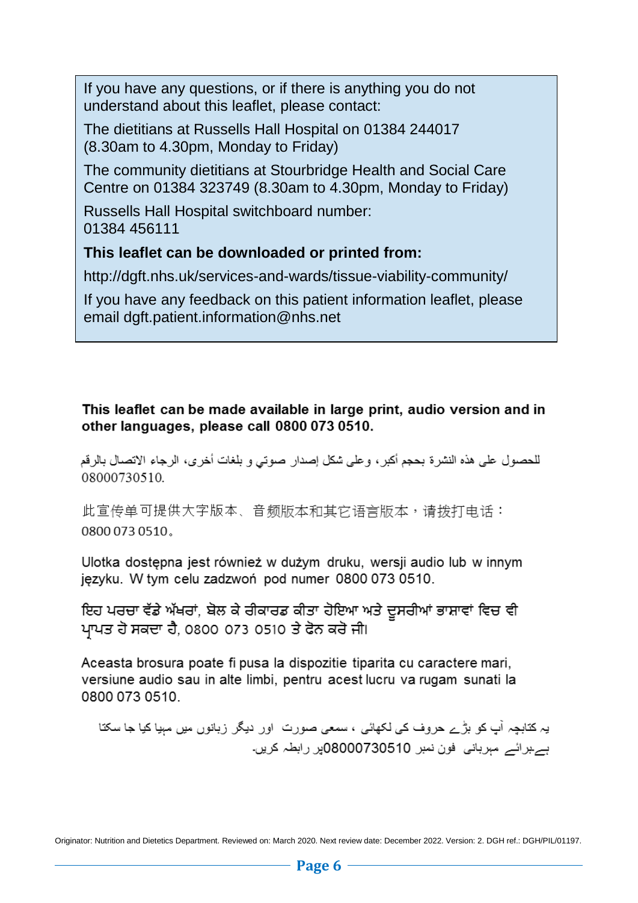If you have any questions, or if there is anything you do not understand about this leaflet, please contact:

The dietitians at Russells Hall Hospital on 01384 244017 (8.30am to 4.30pm, Monday to Friday)

The community dietitians at Stourbridge Health and Social Care Centre on 01384 323749 (8.30am to 4.30pm, Monday to Friday)

Russells Hall Hospital switchboard number: 01384 456111

**This leaflet can be downloaded or printed from:**

http://dgft.nhs.uk/services-and-wards/tissue-viability-community/

If you have any feedback on this patient information leaflet, please email dgft.patient.information@nhs.net

**This leaflet can be made available in large print, audio version and in other languages, please call 0800 073 0510.**

للحصول على هذه النشرة بحجم أكبر، وعلى شكل إصدار صوتي و بلغات أخرى، الرجاء الاتصال بالرقم 08000730510.

此宣传单可提供大字版本、音频版本和其它语言版本，请拨打电话：0800 073 0510。

Ulotka dostępna jest również w dużym druku, wersji audio lub w innym języku. W tym celu zadzwoń pod numer 0800 073 0510.

ਇਹ ਪਰਚਾ ਵੱਡੇ ਅੱਖਰਾਂ, ਬੋਲ ਕੇ ਰੀਕਾਰਡ ਕੀਤਾ ਹੋਇਆ ਅਤੇ ਦੂਸਰੀਆਂ ਭਾਸ਼ਾਵਾਂ ਵਿਚ ਵੀ ਪ੍ਰਾਪਤ ਹੋ ਸਕਦਾ ਹੈ, 0800 073 0510 ਤੇ ਫੋਨ ਕਰੋ ਜੀ।

Aceasta brosura poate fi pusa la dispozitie tiparita cu caractere mari, versiune audio sau in alte limbi, pentru acest lucru va rugam sunati la 0800 073 0510.

یہ کتابچہ آپ کو بڑے حروف کی لکھائی ، سمعی صورت اور دیگر زبانوں میں مہیا کیا جا سکتا ہے۔برائے مہربانی فون نمبر 08000730510پر رابطہ کریں۔

Originator: Nutrition and Dietetics Department. Reviewed on: March 2020. Next review date: December 2022. Version: 2. DGH ref.: DGH/PIL/01197.